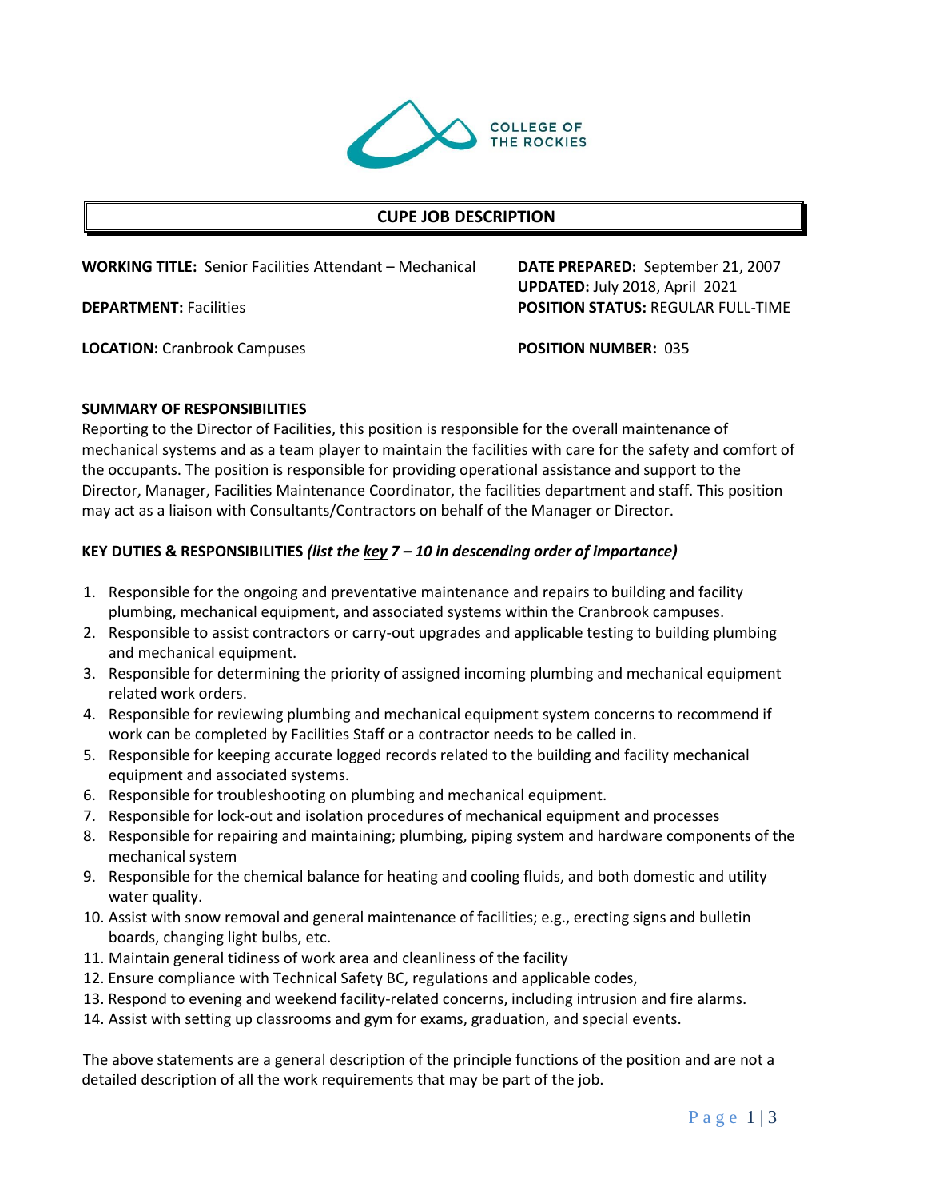COLLEGE OF THE ROCKIES

## CUPE JOB DESCRIPTION

**WORKING TITLE:** Senior Facilities Attendant – Mechanical

**DATE PREPARED:** September 21, 2007
**UPDATED:** July 2018, April 2021

**DEPARTMENT:** Facilities

**POSITION STATUS:** REGULAR FULL-TIME

**LOCATION:** Cranbrook Campuses

**POSITION NUMBER:** 035

**SUMMARY OF RESPONSIBILITIES**

Reporting to the Director of Facilities, this position is responsible for the overall maintenance of mechanical systems and as a team player to maintain the facilities with care for the safety and comfort of the occupants. The position is responsible for providing operational assistance and support to the Director, Manager, Facilities Maintenance Coordinator, the facilities department and staff. This position may act as a liaison with Consultants/Contractors on behalf of the Manager or Director.

**KEY DUTIES & RESPONSIBILITIES** ***(list the <u>key</u> 7 – 10 in descending order of importance)***

1. Responsible for the ongoing and preventative maintenance and repairs to building and facility plumbing, mechanical equipment, and associated systems within the Cranbrook campuses.
2. Responsible to assist contractors or carry-out upgrades and applicable testing to building plumbing and mechanical equipment.
3. Responsible for determining the priority of assigned incoming plumbing and mechanical equipment related work orders.
4. Responsible for reviewing plumbing and mechanical equipment system concerns to recommend if work can be completed by Facilities Staff or a contractor needs to be called in.
5. Responsible for keeping accurate logged records related to the building and facility mechanical equipment and associated systems.
6. Responsible for troubleshooting on plumbing and mechanical equipment.
7. Responsible for lock-out and isolation procedures of mechanical equipment and processes
8. Responsible for repairing and maintaining; plumbing, piping system and hardware components of the mechanical system
9. Responsible for the chemical balance for heating and cooling fluids, and both domestic and utility water quality.
10. Assist with snow removal and general maintenance of facilities; e.g., erecting signs and bulletin boards, changing light bulbs, etc.
11. Maintain general tidiness of work area and cleanliness of the facility
12. Ensure compliance with Technical Safety BC, regulations and applicable codes,
13. Respond to evening and weekend facility-related concerns, including intrusion and fire alarms.
14. Assist with setting up classrooms and gym for exams, graduation, and special events.

The above statements are a general description of the principle functions of the position and are not a detailed description of all the work requirements that may be part of the job.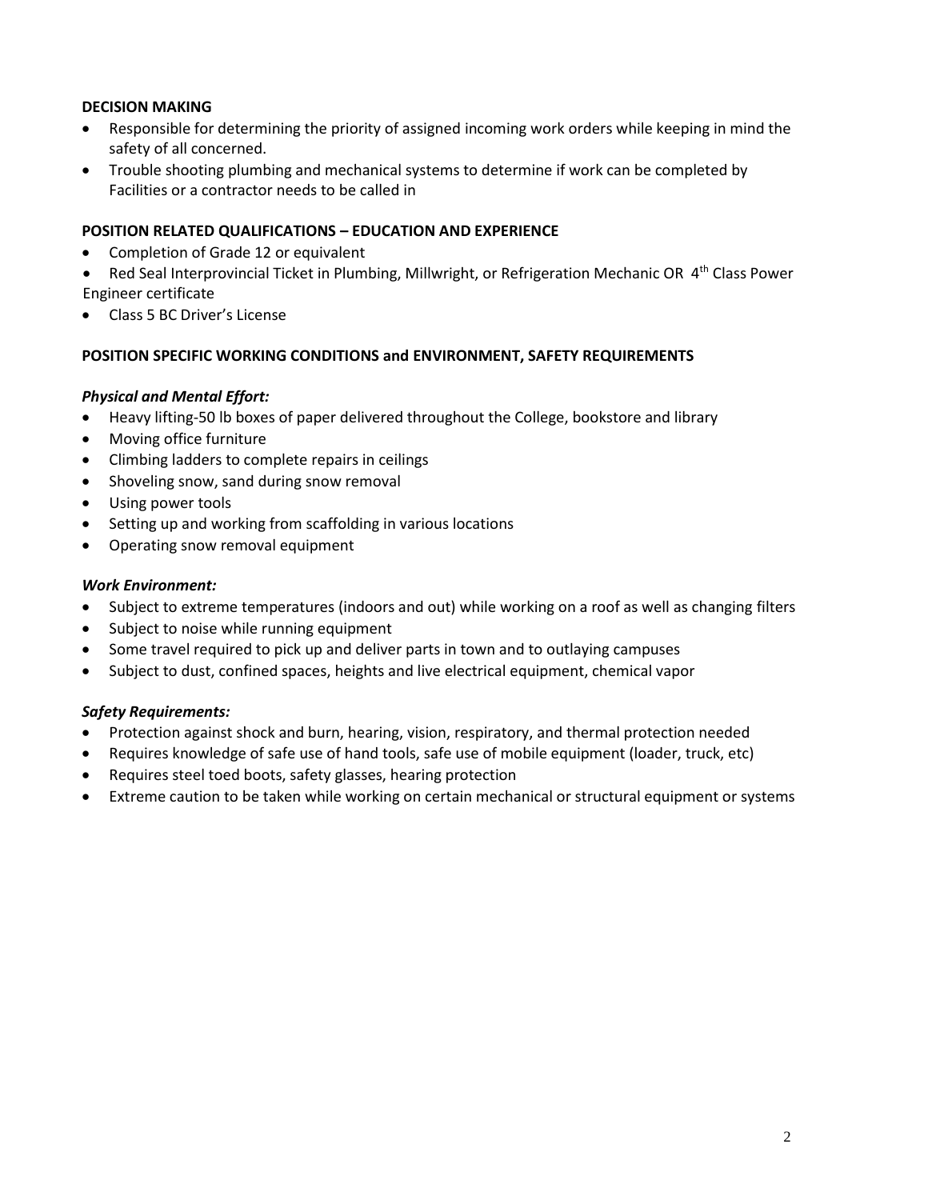**DECISION MAKING**

- Responsible for determining the priority of assigned incoming work orders while keeping in mind the safety of all concerned.
- Trouble shooting plumbing and mechanical systems to determine if work can be completed by Facilities or a contractor needs to be called in

**POSITION RELATED QUALIFICATIONS – EDUCATION AND EXPERIENCE**

- Completion of Grade 12 or equivalent
- Red Seal Interprovincial Ticket in Plumbing, Millwright, or Refrigeration Mechanic OR 4th Class Power Engineer certificate
- Class 5 BC Driver's License

**POSITION SPECIFIC WORKING CONDITIONS and ENVIRONMENT, SAFETY REQUIREMENTS**

***Physical and Mental Effort:***

- Heavy lifting-50 lb boxes of paper delivered throughout the College, bookstore and library
- Moving office furniture
- Climbing ladders to complete repairs in ceilings
- Shoveling snow, sand during snow removal
- Using power tools
- Setting up and working from scaffolding in various locations
- Operating snow removal equipment

***Work Environment:***

- Subject to extreme temperatures (indoors and out) while working on a roof as well as changing filters
- Subject to noise while running equipment
- Some travel required to pick up and deliver parts in town and to outlaying campuses
- Subject to dust, confined spaces, heights and live electrical equipment, chemical vapor

***Safety Requirements:***

- Protection against shock and burn, hearing, vision, respiratory, and thermal protection needed
- Requires knowledge of safe use of hand tools, safe use of mobile equipment (loader, truck, etc)
- Requires steel toed boots, safety glasses, hearing protection
- Extreme caution to be taken while working on certain mechanical or structural equipment or systems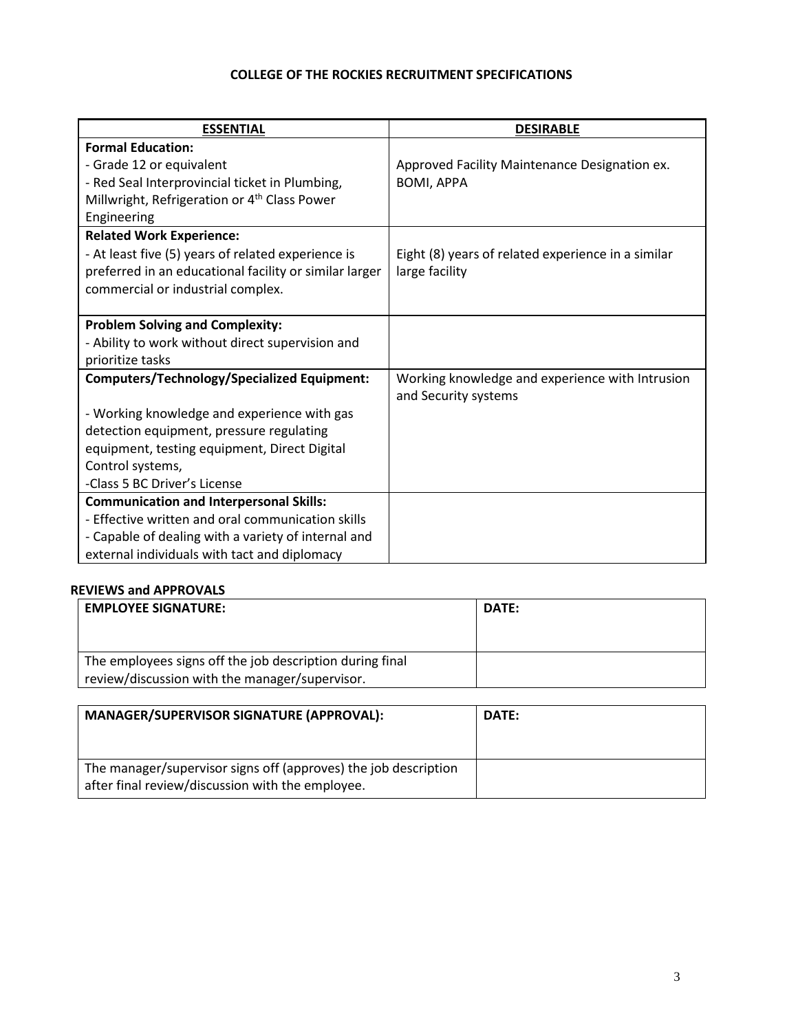# COLLEGE OF THE ROCKIES RECRUITMENT SPECIFICATIONS

| ESSENTIAL | DESIRABLE |
|---|---|
| **Formal Education:**<br>- Grade 12 or equivalent<br>- Red Seal Interprovincial ticket in Plumbing, Millwright, Refrigeration or 4th Class Power Engineering | Approved Facility Maintenance Designation ex. BOMI, APPA |
| **Related Work Experience:**<br>- At least five (5) years of related experience is preferred in an educational facility or similar larger commercial or industrial complex. | Eight (8) years of related experience in a similar large facility |
| **Problem Solving and Complexity:**<br>- Ability to work without direct supervision and prioritize tasks | |
| **Computers/Technology/Specialized Equipment:**<br><br>- Working knowledge and experience with gas detection equipment, pressure regulating equipment, testing equipment, Direct Digital Control systems,<br>-Class 5 BC Driver's License | Working knowledge and experience with Intrusion and Security systems |
| **Communication and Interpersonal Skills:**<br>- Effective written and oral communication skills<br>- Capable of dealing with a variety of internal and external individuals with tact and diplomacy | |

**REVIEWS and APPROVALS**

| EMPLOYEE SIGNATURE: | DATE: |
|---|---|
| The employees signs off the job description during final review/discussion with the manager/supervisor. | |

| MANAGER/SUPERVISOR SIGNATURE (APPROVAL): | DATE: |
|---|---|
| The manager/supervisor signs off (approves) the job description after final review/discussion with the employee. | |